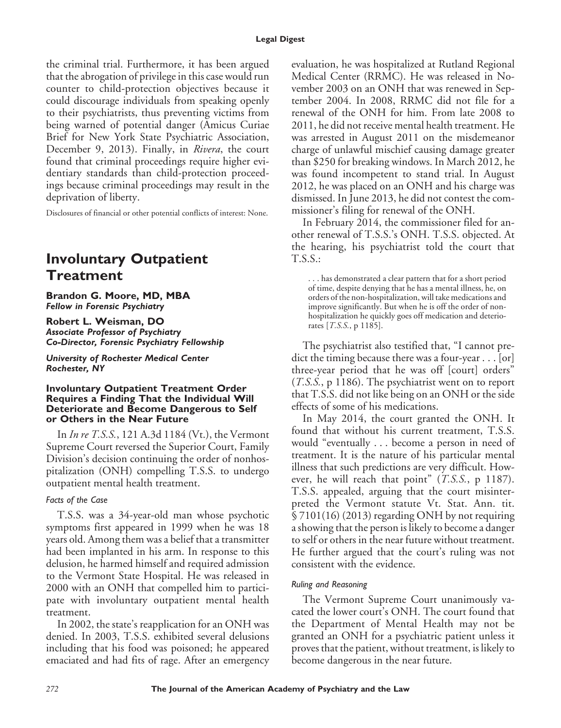the criminal trial. Furthermore, it has been argued that the abrogation of privilege in this case would run counter to child-protection objectives because it could discourage individuals from speaking openly to their psychiatrists, thus preventing victims from being warned of potential danger (Amicus Curiae Brief for New York State Psychiatric Association, December 9, 2013). Finally, in *Rivera*, the court found that criminal proceedings require higher evidentiary standards than child-protection proceedings because criminal proceedings may result in the deprivation of liberty.

Disclosures of financial or other potential conflicts of interest: None.

# Involuntary Outpatient Treatment

**Brandon G. Moore, MD, MBA**
***Fellow in Forensic Psychiatry***

**Robert L. Weisman, DO**
***Associate Professor of Psychiatry***
***Co-Director, Forensic Psychiatry Fellowship***

***University of Rochester Medical Center***
***Rochester, NY***

### Involuntary Outpatient Treatment Order Requires a Finding That the Individual Will Deteriorate and Become Dangerous to Self or Others in the Near Future

In *In re T.S.S.*, 121 A.3d 1184 (Vt.), the Vermont Supreme Court reversed the Superior Court, Family Division's decision continuing the order of nonhospitalization (ONH) compelling T.S.S. to undergo outpatient mental health treatment.

#### *Facts of the Case*

T.S.S. was a 34-year-old man whose psychotic symptoms first appeared in 1999 when he was 18 years old. Among them was a belief that a transmitter had been implanted in his arm. In response to this delusion, he harmed himself and required admission to the Vermont State Hospital. He was released in 2000 with an ONH that compelled him to participate with involuntary outpatient mental health treatment.

In 2002, the state's reapplication for an ONH was denied. In 2003, T.S.S. exhibited several delusions including that his food was poisoned; he appeared emaciated and had fits of rage. After an emergency evaluation, he was hospitalized at Rutland Regional Medical Center (RRMC). He was released in November 2003 on an ONH that was renewed in September 2004. In 2008, RRMC did not file for a renewal of the ONH for him. From late 2008 to 2011, he did not receive mental health treatment. He was arrested in August 2011 on the misdemeanor charge of unlawful mischief causing damage greater than $250 for breaking windows. In March 2012, he was found incompetent to stand trial. In August 2012, he was placed on an ONH and his charge was dismissed. In June 2013, he did not contest the commissioner's filing for renewal of the ONH.

In February 2014, the commissioner filed for another renewal of T.S.S.'s ONH. T.S.S. objected. At the hearing, his psychiatrist told the court that T.S.S.:

> . . . has demonstrated a clear pattern that for a short period of time, despite denying that he has a mental illness, he, on orders of the non-hospitalization, will take medications and improve significantly. But when he is off the order of non-hospitalization he quickly goes off medication and deteriorates [*T.S.S.*, p 1185].

The psychiatrist also testified that, "I cannot predict the timing because there was a four-year . . . [or] three-year period that he was off [court] orders" (*T.S.S.*, p 1186). The psychiatrist went on to report that T.S.S. did not like being on an ONH or the side effects of some of his medications.

In May 2014, the court granted the ONH. It found that without his current treatment, T.S.S. would "eventually . . . become a person in need of treatment. It is the nature of his particular mental illness that such predictions are very difficult. However, he will reach that point" (*T.S.S.*, p 1187). T.S.S. appealed, arguing that the court misinterpreted the Vermont statute Vt. Stat. Ann. tit. § 7101(16) (2013) regarding ONH by not requiring a showing that the person is likely to become a danger to self or others in the near future without treatment. He further argued that the court's ruling was not consistent with the evidence.

#### *Ruling and Reasoning*

The Vermont Supreme Court unanimously vacated the lower court's ONH. The court found that the Department of Mental Health may not be granted an ONH for a psychiatric patient unless it proves that the patient, without treatment, is likely to become dangerous in the near future.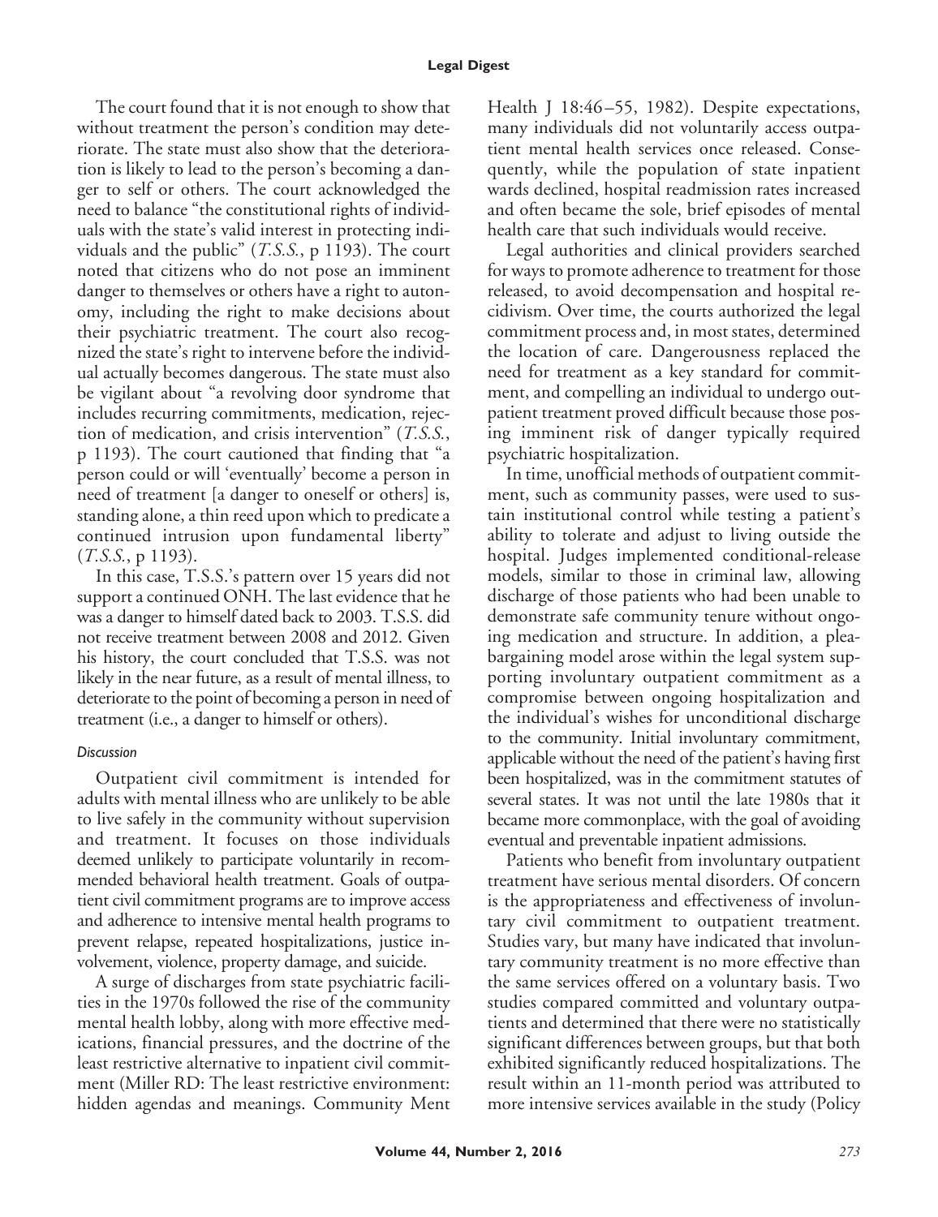The court found that it is not enough to show that without treatment the person's condition may deteriorate. The state must also show that the deterioration is likely to lead to the person's becoming a danger to self or others. The court acknowledged the need to balance "the constitutional rights of individuals with the state's valid interest in protecting individuals and the public" (*T.S.S.*, p 1193). The court noted that citizens who do not pose an imminent danger to themselves or others have a right to autonomy, including the right to make decisions about their psychiatric treatment. The court also recognized the state's right to intervene before the individual actually becomes dangerous. The state must also be vigilant about "a revolving door syndrome that includes recurring commitments, medication, rejection of medication, and crisis intervention" (*T.S.S.*, p 1193). The court cautioned that finding that "a person could or will 'eventually' become a person in need of treatment [a danger to oneself or others] is, standing alone, a thin reed upon which to predicate a continued intrusion upon fundamental liberty" (*T.S.S.*, p 1193).

In this case, T.S.S.'s pattern over 15 years did not support a continued ONH. The last evidence that he was a danger to himself dated back to 2003. T.S.S. did not receive treatment between 2008 and 2012. Given his history, the court concluded that T.S.S. was not likely in the near future, as a result of mental illness, to deteriorate to the point of becoming a person in need of treatment (i.e., a danger to himself or others).

*Discussion*

Outpatient civil commitment is intended for adults with mental illness who are unlikely to be able to live safely in the community without supervision and treatment. It focuses on those individuals deemed unlikely to participate voluntarily in recommended behavioral health treatment. Goals of outpatient civil commitment programs are to improve access and adherence to intensive mental health programs to prevent relapse, repeated hospitalizations, justice involvement, violence, property damage, and suicide.

A surge of discharges from state psychiatric facilities in the 1970s followed the rise of the community mental health lobby, along with more effective medications, financial pressures, and the doctrine of the least restrictive alternative to inpatient civil commitment (Miller RD: The least restrictive environment: hidden agendas and meanings. Community Ment Health J 18:46–55, 1982). Despite expectations, many individuals did not voluntarily access outpatient mental health services once released. Consequently, while the population of state inpatient wards declined, hospital readmission rates increased and often became the sole, brief episodes of mental health care that such individuals would receive.

Legal authorities and clinical providers searched for ways to promote adherence to treatment for those released, to avoid decompensation and hospital recidivism. Over time, the courts authorized the legal commitment process and, in most states, determined the location of care. Dangerousness replaced the need for treatment as a key standard for commitment, and compelling an individual to undergo outpatient treatment proved difficult because those posing imminent risk of danger typically required psychiatric hospitalization.

In time, unofficial methods of outpatient commitment, such as community passes, were used to sustain institutional control while testing a patient's ability to tolerate and adjust to living outside the hospital. Judges implemented conditional-release models, similar to those in criminal law, allowing discharge of those patients who had been unable to demonstrate safe community tenure without ongoing medication and structure. In addition, a plea-bargaining model arose within the legal system supporting involuntary outpatient commitment as a compromise between ongoing hospitalization and the individual's wishes for unconditional discharge to the community. Initial involuntary commitment, applicable without the need of the patient's having first been hospitalized, was in the commitment statutes of several states. It was not until the late 1980s that it became more commonplace, with the goal of avoiding eventual and preventable inpatient admissions.

Patients who benefit from involuntary outpatient treatment have serious mental disorders. Of concern is the appropriateness and effectiveness of involuntary civil commitment to outpatient treatment. Studies vary, but many have indicated that involuntary community treatment is no more effective than the same services offered on a voluntary basis. Two studies compared committed and voluntary outpatients and determined that there were no statistically significant differences between groups, but that both exhibited significantly reduced hospitalizations. The result within an 11-month period was attributed to more intensive services available in the study (Policy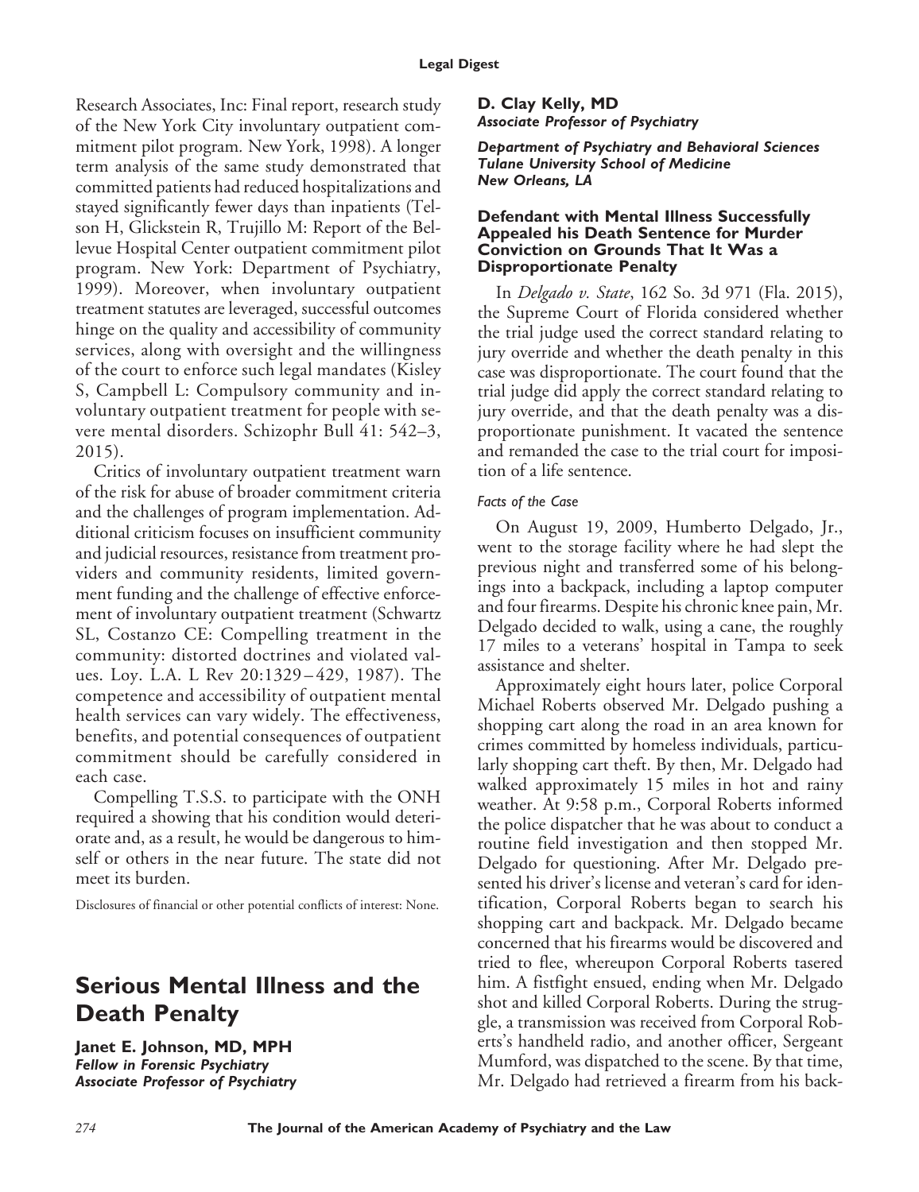Research Associates, Inc: Final report, research study of the New York City involuntary outpatient commitment pilot program. New York, 1998). A longer term analysis of the same study demonstrated that committed patients had reduced hospitalizations and stayed significantly fewer days than inpatients (Telson H, Glickstein R, Trujillo M: Report of the Bellevue Hospital Center outpatient commitment pilot program. New York: Department of Psychiatry, 1999). Moreover, when involuntary outpatient treatment statutes are leveraged, successful outcomes hinge on the quality and accessibility of community services, along with oversight and the willingness of the court to enforce such legal mandates (Kisley S, Campbell L: Compulsory community and involuntary outpatient treatment for people with severe mental disorders. Schizophr Bull 41: 542–3, 2015).

Critics of involuntary outpatient treatment warn of the risk for abuse of broader commitment criteria and the challenges of program implementation. Additional criticism focuses on insufficient community and judicial resources, resistance from treatment providers and community residents, limited government funding and the challenge of effective enforcement of involuntary outpatient treatment (Schwartz SL, Costanzo CE: Compelling treatment in the community: distorted doctrines and violated values. Loy. L.A. L Rev 20:1329–429, 1987). The competence and accessibility of outpatient mental health services can vary widely. The effectiveness, benefits, and potential consequences of outpatient commitment should be carefully considered in each case.

Compelling T.S.S. to participate with the ONH required a showing that his condition would deteriorate and, as a result, he would be dangerous to himself or others in the near future. The state did not meet its burden.

Disclosures of financial or other potential conflicts of interest: None.

# Serious Mental Illness and the Death Penalty

**Janet E. Johnson, MD, MPH**
*Fellow in Forensic Psychiatry*
*Associate Professor of Psychiatry*

**D. Clay Kelly, MD**
*Associate Professor of Psychiatry*

*Department of Psychiatry and Behavioral Sciences*
*Tulane University School of Medicine*
*New Orleans, LA*

### Defendant with Mental Illness Successfully Appealed his Death Sentence for Murder Conviction on Grounds That It Was a Disproportionate Penalty

In *Delgado v. State*, 162 So. 3d 971 (Fla. 2015), the Supreme Court of Florida considered whether the trial judge used the correct standard relating to jury override and whether the death penalty in this case was disproportionate. The court found that the trial judge did apply the correct standard relating to jury override, and that the death penalty was a disproportionate punishment. It vacated the sentence and remanded the case to the trial court for imposition of a life sentence.

#### *Facts of the Case*

On August 19, 2009, Humberto Delgado, Jr., went to the storage facility where he had slept the previous night and transferred some of his belongings into a backpack, including a laptop computer and four firearms. Despite his chronic knee pain, Mr. Delgado decided to walk, using a cane, the roughly 17 miles to a veterans' hospital in Tampa to seek assistance and shelter.

Approximately eight hours later, police Corporal Michael Roberts observed Mr. Delgado pushing a shopping cart along the road in an area known for crimes committed by homeless individuals, particularly shopping cart theft. By then, Mr. Delgado had walked approximately 15 miles in hot and rainy weather. At 9:58 p.m., Corporal Roberts informed the police dispatcher that he was about to conduct a routine field investigation and then stopped Mr. Delgado for questioning. After Mr. Delgado presented his driver's license and veteran's card for identification, Corporal Roberts began to search his shopping cart and backpack. Mr. Delgado became concerned that his firearms would be discovered and tried to flee, whereupon Corporal Roberts tasered him. A fistfight ensued, ending when Mr. Delgado shot and killed Corporal Roberts. During the struggle, a transmission was received from Corporal Roberts's handheld radio, and another officer, Sergeant Mumford, was dispatched to the scene. By that time, Mr. Delgado had retrieved a firearm from his back-